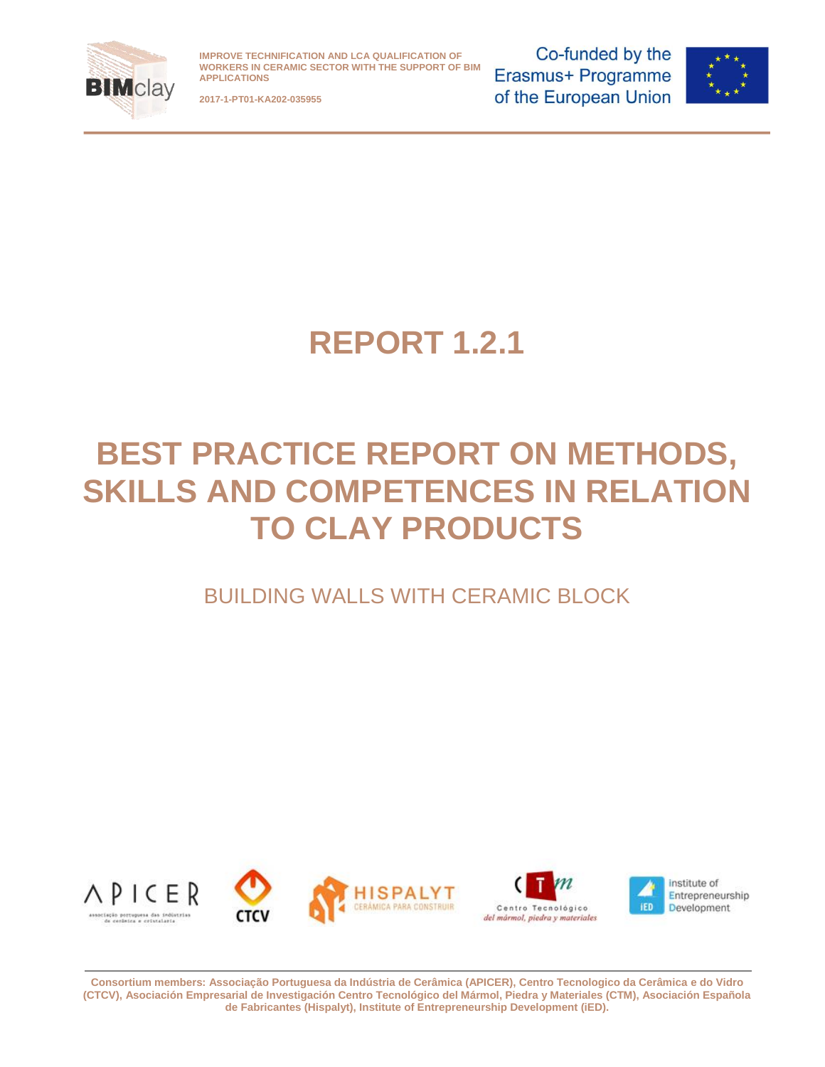IMPROVE TECHNIFICATION AND LCA QUALIFICATION OF WORKERS IN CERAMIC SECTOR WITH THE SUPPORT OF BIM APPLICATIONS

2017-1-PT01-KA202-035955

Co-funded by the Erasmus+ Programme of the European Union

# REPORT 1.2.1

# BEST PRACTICE REPORT ON METHODS, SKILLS AND COMPETENCES IN RELATION TO CLAY PRODUCTS

## BUILDING WALLS WITH CERAMIC BLOCK

**Consortium members: Associação Portuguesa da Indústria de Cerâmica (APICER), Centro Tecnologico da Cerâmica e do Vidro (CTCV), Asociación Empresarial de Investigación Centro Tecnológico del Mármol, Piedra y Materiales (CTM), Asociación Española de Fabricantes (Hispalyt), Institute of Entrepreneurship Development (iED).**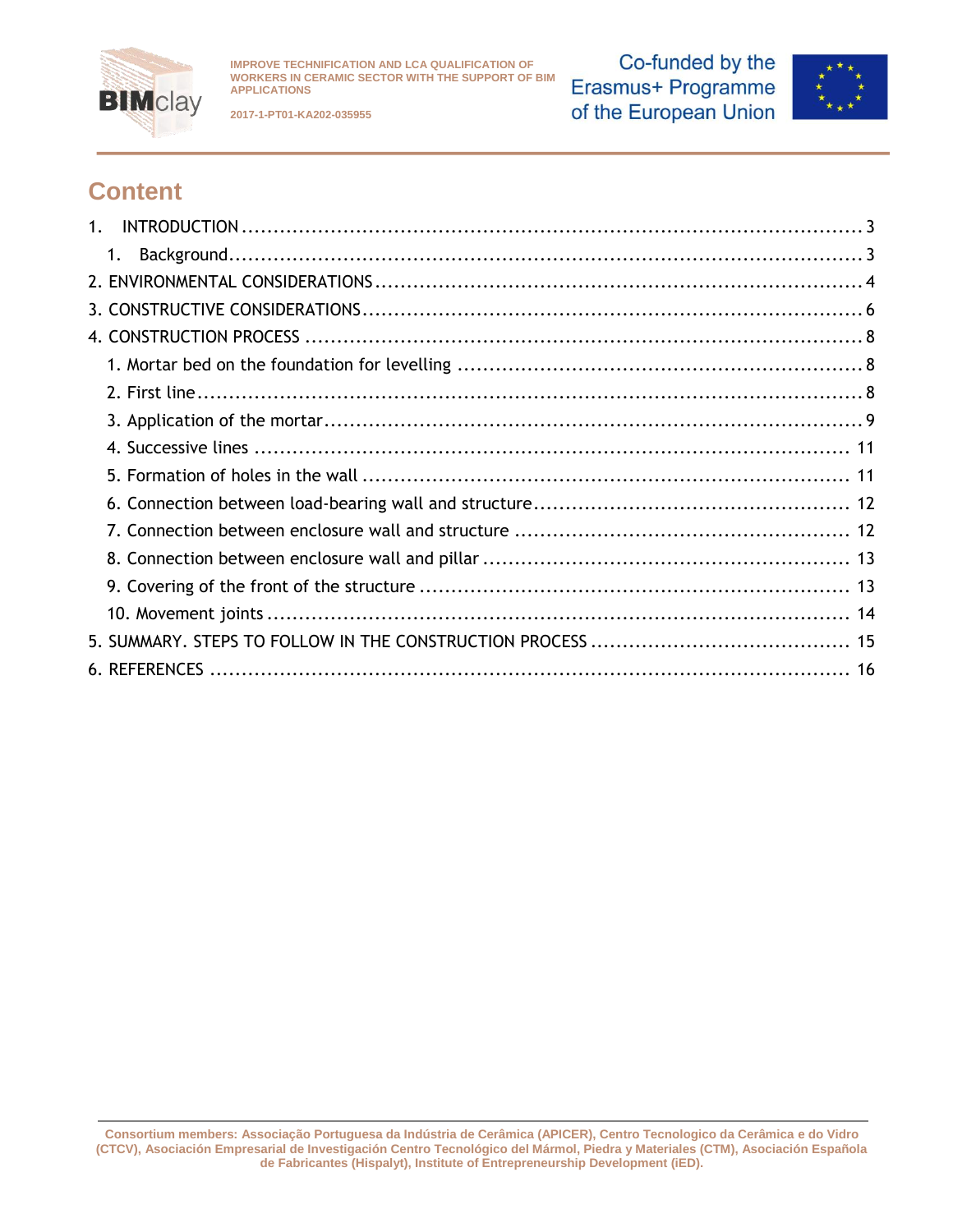# Content

1. INTRODUCTION ........................................................................................ 3
   1. Background ........................................................................................ 3
2. ENVIRONMENTAL CONSIDERATIONS ........................................................... 4
3. CONSTRUCTIVE CONSIDERATIONS .............................................................. 6
4. CONSTRUCTION PROCESS ......................................................................... 8
   1. Mortar bed on the foundation for levelling ................................................ 8
   2. First line ............................................................................................ 8
   3. Application of the mortar ...................................................................... 9
   4. Successive lines ................................................................................ 11
   5. Formation of holes in the wall .............................................................. 11
   6. Connection between load-bearing wall and structure .................................. 12
   7. Connection between enclosure wall and structure ..................................... 12
   8. Connection between enclosure wall and pillar .......................................... 13
   9. Covering of the front of the structure .................................................... 13
   10. Movement joints .............................................................................. 14
5. SUMMARY. STEPS TO FOLLOW IN THE CONSTRUCTION PROCESS ........................ 15
6. REFERENCES ......................................................................................... 16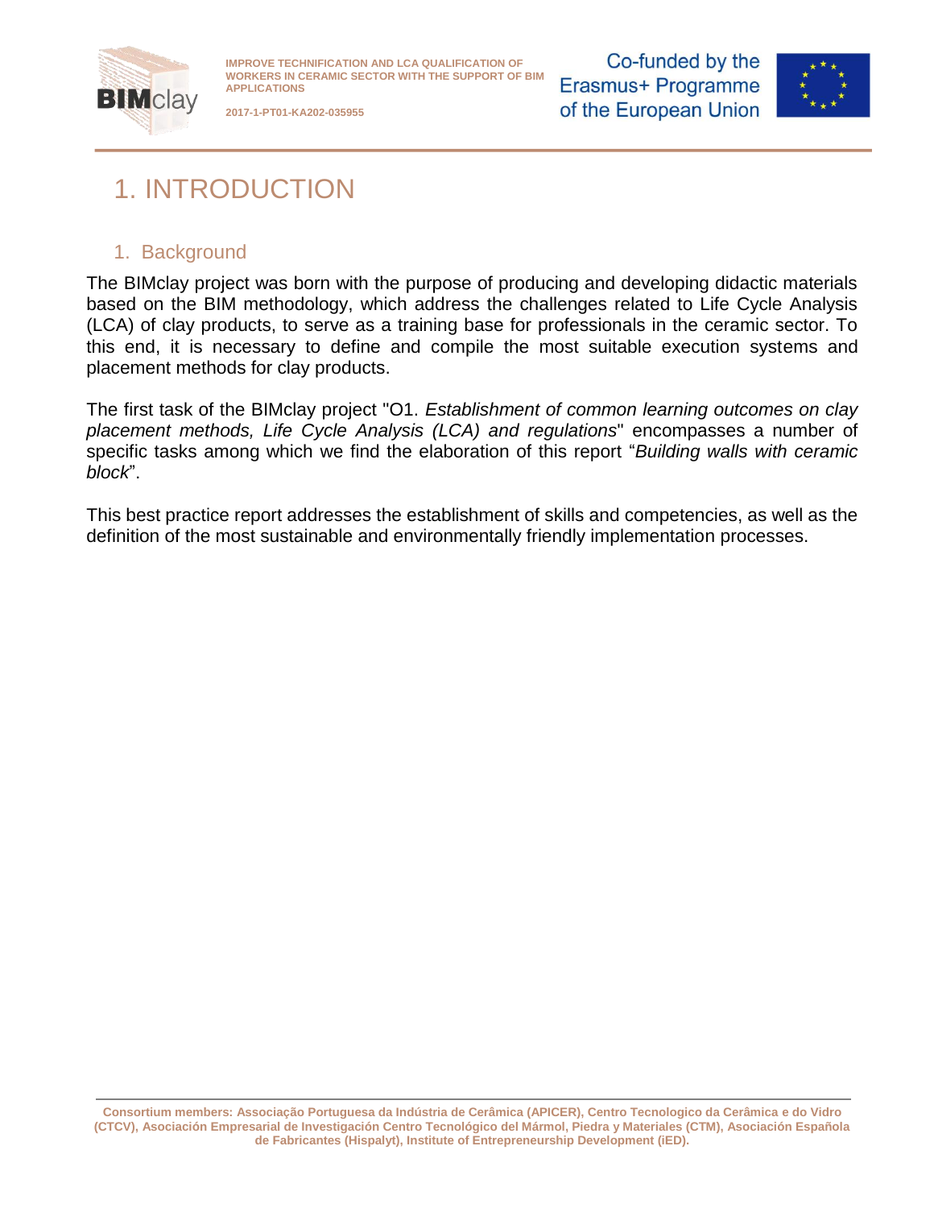# 1. INTRODUCTION

## 1. Background

The BIMclay project was born with the purpose of producing and developing didactic materials based on the BIM methodology, which address the challenges related to Life Cycle Analysis (LCA) of clay products, to serve as a training base for professionals in the ceramic sector. To this end, it is necessary to define and compile the most suitable execution systems and placement methods for clay products.

The first task of the BIMclay project "O1. *Establishment of common learning outcomes on clay placement methods, Life Cycle Analysis (LCA) and regulations*" encompasses a number of specific tasks among which we find the elaboration of this report "*Building walls with ceramic block*".

This best practice report addresses the establishment of skills and competencies, as well as the definition of the most sustainable and environmentally friendly implementation processes.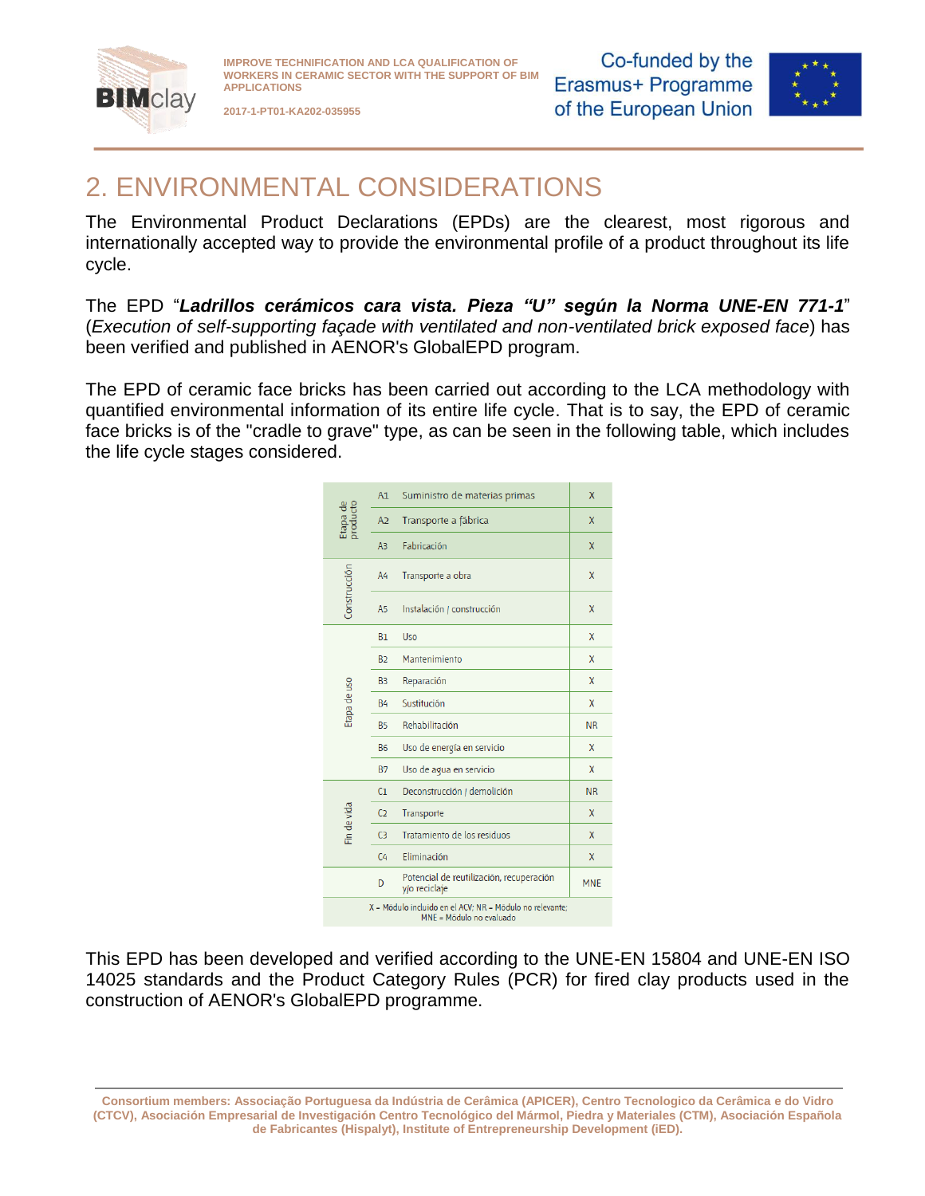# 2. ENVIRONMENTAL CONSIDERATIONS

The Environmental Product Declarations (EPDs) are the clearest, most rigorous and internationally accepted way to provide the environmental profile of a product throughout its life cycle.

The EPD "***Ladrillos cerámicos cara vista. Pieza "U" según la Norma UNE-EN 771-1***" (*Execution of self-supporting façade with ventilated and non-ventilated brick exposed face*) has been verified and published in AENOR's GlobalEPD program.

The EPD of ceramic face bricks has been carried out according to the LCA methodology with quantified environmental information of its entire life cycle. That is to say, the EPD of ceramic face bricks is of the "cradle to grave" type, as can be seen in the following table, which includes the life cycle stages considered.

| | | | |
|---|---|---|---|
| Etapa de producto | A1 | Suministro de materias primas | X |
| | A2 | Transporte a fábrica | X |
| | A3 | Fabricación | X |
| Construcción | A4 | Transporte a obra | X |
| | A5 | Instalación / construcción | X |
| Etapa de uso | B1 | Uso | X |
| | B2 | Mantenimiento | X |
| | B3 | Reparación | X |
| | B4 | Sustitución | X |
| | B5 | Rehabilitación | NR |
| | B6 | Uso de energía en servicio | X |
| | B7 | Uso de agua en servicio | X |
| Fin de vida | C1 | Deconstrucción / demolición | NR |
| | C2 | Transporte | X |
| | C3 | Tratamiento de los residuos | X |
| | C4 | Eliminación | X |
| | D | Potencial de reutilización, recuperación y/o reciclaje | MNE |

X = Módulo incluido en el ACV; NR = Módulo no relevante; MNE = Módulo no evaluado

This EPD has been developed and verified according to the UNE-EN 15804 and UNE-EN ISO 14025 standards and the Product Category Rules (PCR) for fired clay products used in the construction of AENOR's GlobalEPD programme.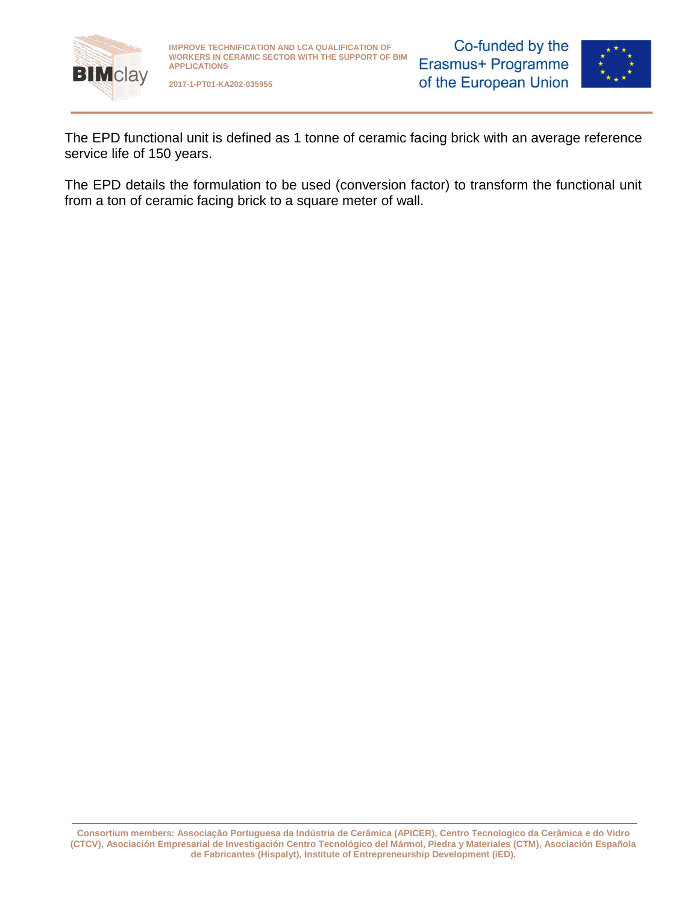The EPD functional unit is defined as 1 tonne of ceramic facing brick with an average reference service life of 150 years.

The EPD details the formulation to be used (conversion factor) to transform the functional unit from a ton of ceramic facing brick to a square meter of wall.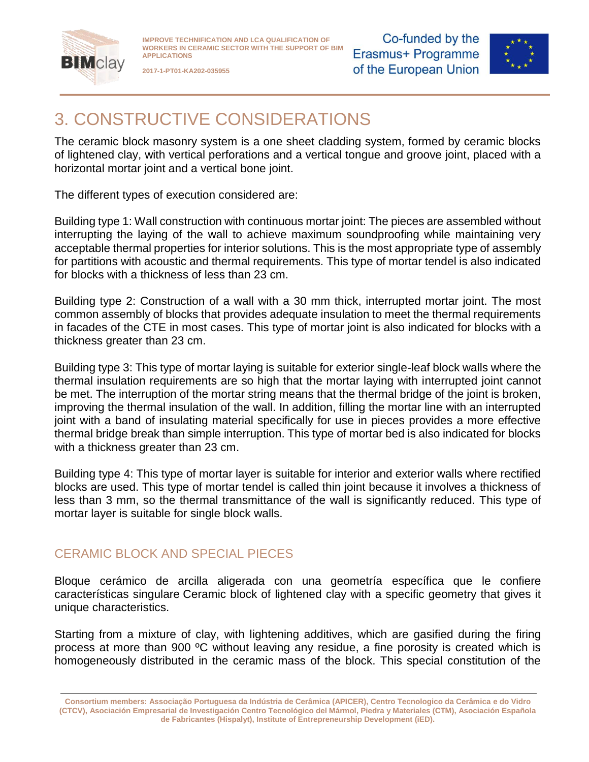# 3. CONSTRUCTIVE CONSIDERATIONS

The ceramic block masonry system is a one sheet cladding system, formed by ceramic blocks of lightened clay, with vertical perforations and a vertical tongue and groove joint, placed with a horizontal mortar joint and a vertical bone joint.

The different types of execution considered are:

Building type 1: Wall construction with continuous mortar joint: The pieces are assembled without interrupting the laying of the wall to achieve maximum soundproofing while maintaining very acceptable thermal properties for interior solutions. This is the most appropriate type of assembly for partitions with acoustic and thermal requirements. This type of mortar tendel is also indicated for blocks with a thickness of less than 23 cm.

Building type 2: Construction of a wall with a 30 mm thick, interrupted mortar joint. The most common assembly of blocks that provides adequate insulation to meet the thermal requirements in facades of the CTE in most cases. This type of mortar joint is also indicated for blocks with a thickness greater than 23 cm.

Building type 3: This type of mortar laying is suitable for exterior single-leaf block walls where the thermal insulation requirements are so high that the mortar laying with interrupted joint cannot be met. The interruption of the mortar string means that the thermal bridge of the joint is broken, improving the thermal insulation of the wall. In addition, filling the mortar line with an interrupted joint with a band of insulating material specifically for use in pieces provides a more effective thermal bridge break than simple interruption. This type of mortar bed is also indicated for blocks with a thickness greater than 23 cm.

Building type 4: This type of mortar layer is suitable for interior and exterior walls where rectified blocks are used. This type of mortar tendel is called thin joint because it involves a thickness of less than 3 mm, so the thermal transmittance of the wall is significantly reduced. This type of mortar layer is suitable for single block walls.

## CERAMIC BLOCK AND SPECIAL PIECES

Bloque cerámico de arcilla aligerada con una geometría específica que le confiere características singulare Ceramic block of lightened clay with a specific geometry that gives it unique characteristics.

Starting from a mixture of clay, with lightening additives, which are gasified during the firing process at more than 900 ºC without leaving any residue, a fine porosity is created which is homogeneously distributed in the ceramic mass of the block. This special constitution of the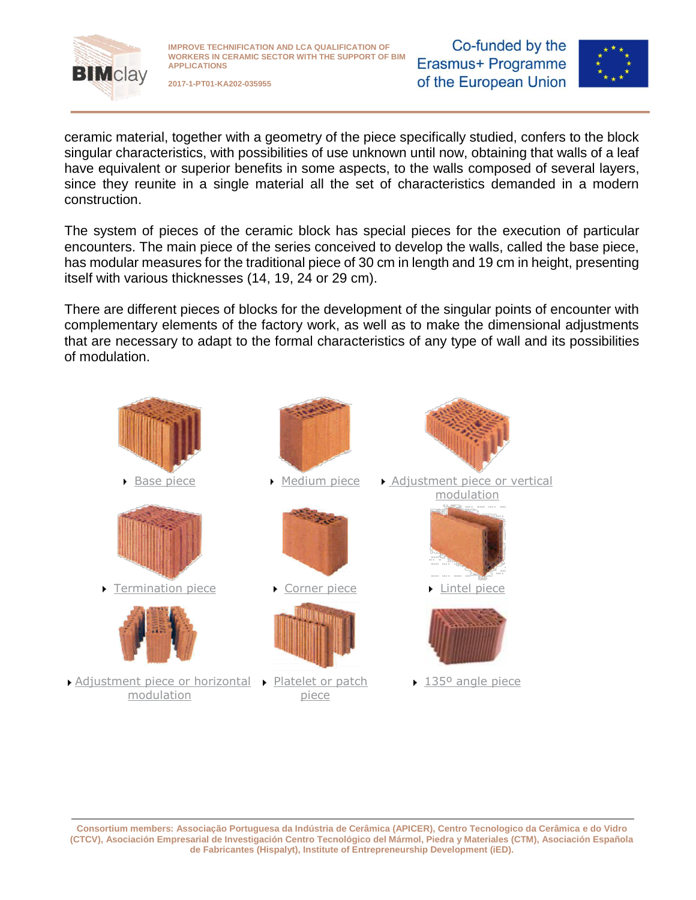ceramic material, together with a geometry of the piece specifically studied, confers to the block singular characteristics, with possibilities of use unknown until now, obtaining that walls of a leaf have equivalent or superior benefits in some aspects, to the walls composed of several layers, since they reunite in a single material all the set of characteristics demanded in a modern construction.

The system of pieces of the ceramic block has special pieces for the execution of particular encounters. The main piece of the series conceived to develop the walls, called the base piece, has modular measures for the traditional piece of 30 cm in length and 19 cm in height, presenting itself with various thicknesses (14, 19, 24 or 29 cm).

There are different pieces of blocks for the development of the singular points of encounter with complementary elements of the factory work, as well as to make the dimensional adjustments that are necessary to adapt to the formal characteristics of any type of wall and its possibilities of modulation.

- Base piece
- Medium piece
- Adjustment piece or vertical modulation
- Termination piece
- Corner piece
- Lintel piece
- Adjustment piece or horizontal modulation
- Platelet or patch piece
- 135º angle piece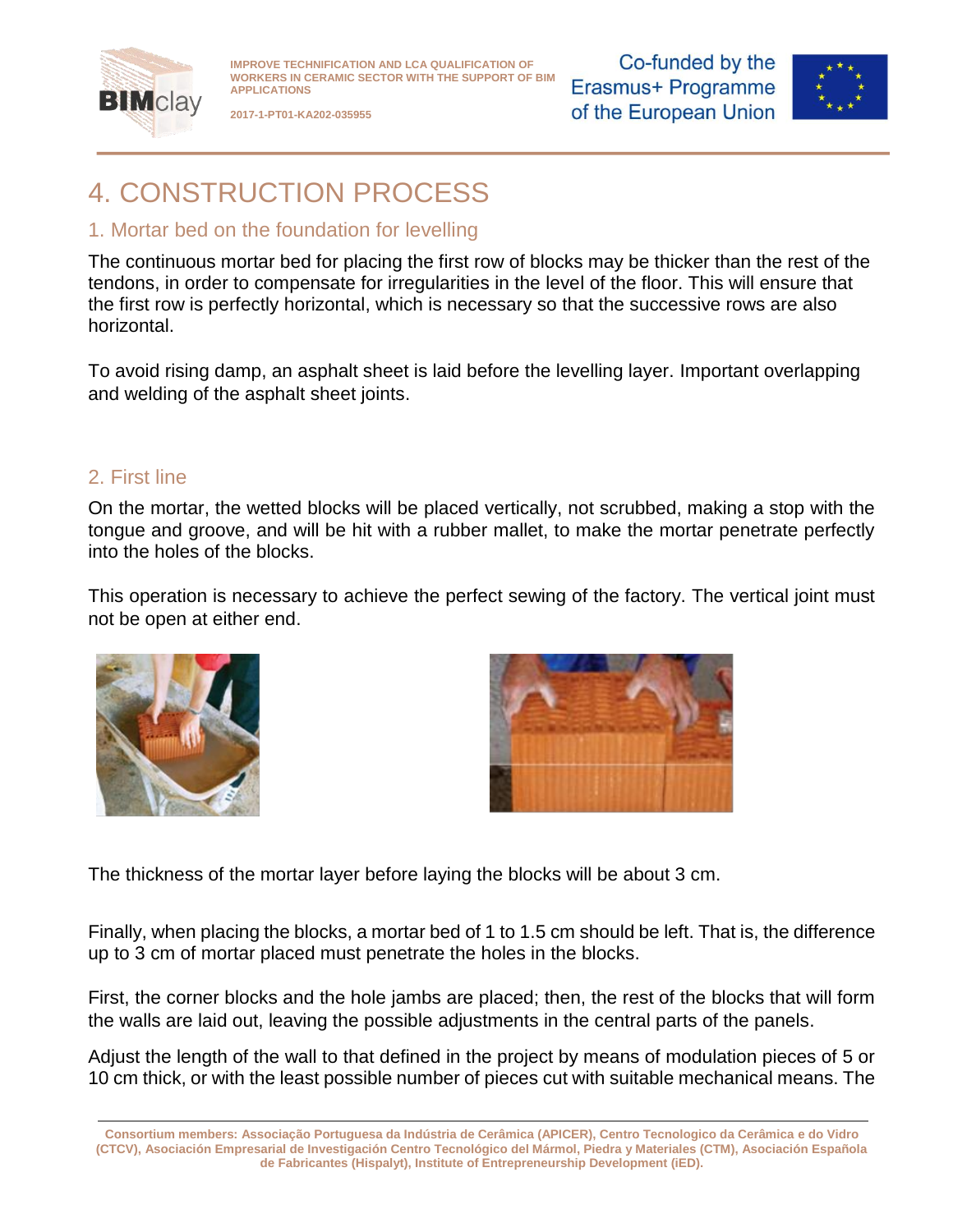# 4. CONSTRUCTION PROCESS

## 1. Mortar bed on the foundation for levelling

The continuous mortar bed for placing the first row of blocks may be thicker than the rest of the tendons, in order to compensate for irregularities in the level of the floor. This will ensure that the first row is perfectly horizontal, which is necessary so that the successive rows are also horizontal.

To avoid rising damp, an asphalt sheet is laid before the levelling layer. Important overlapping and welding of the asphalt sheet joints.

## 2. First line

On the mortar, the wetted blocks will be placed vertically, not scrubbed, making a stop with the tongue and groove, and will be hit with a rubber mallet, to make the mortar penetrate perfectly into the holes of the blocks.

This operation is necessary to achieve the perfect sewing of the factory. The vertical joint must not be open at either end.

The thickness of the mortar layer before laying the blocks will be about 3 cm.

Finally, when placing the blocks, a mortar bed of 1 to 1.5 cm should be left. That is, the difference up to 3 cm of mortar placed must penetrate the holes in the blocks.

First, the corner blocks and the hole jambs are placed; then, the rest of the blocks that will form the walls are laid out, leaving the possible adjustments in the central parts of the panels.

Adjust the length of the wall to that defined in the project by means of modulation pieces of 5 or 10 cm thick, or with the least possible number of pieces cut with suitable mechanical means. The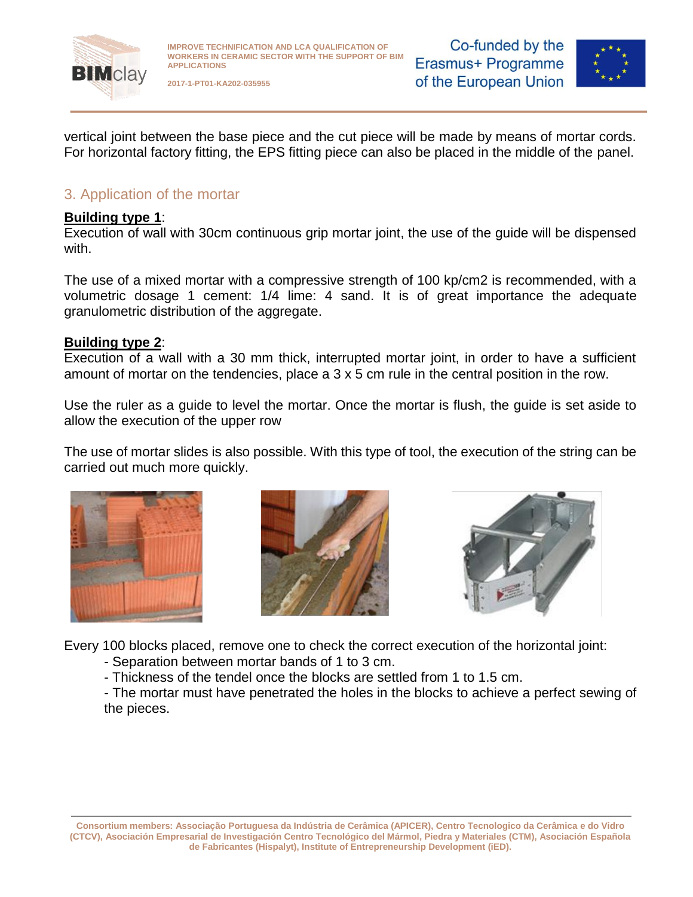vertical joint between the base piece and the cut piece will be made by means of mortar cords. For horizontal factory fitting, the EPS fitting piece can also be placed in the middle of the panel.

## 3. Application of the mortar

**Building type 1**:
Execution of wall with 30cm continuous grip mortar joint, the use of the guide will be dispensed with.

The use of a mixed mortar with a compressive strength of 100 kp/cm2 is recommended, with a volumetric dosage 1 cement: 1/4 lime: 4 sand. It is of great importance the adequate granulometric distribution of the aggregate.

**Building type 2**:
Execution of a wall with a 30 mm thick, interrupted mortar joint, in order to have a sufficient amount of mortar on the tendencies, place a 3 x 5 cm rule in the central position in the row.

Use the ruler as a guide to level the mortar. Once the mortar is flush, the guide is set aside to allow the execution of the upper row

The use of mortar slides is also possible. With this type of tool, the execution of the string can be carried out much more quickly.

Every 100 blocks placed, remove one to check the correct execution of the horizontal joint:

- Separation between mortar bands of 1 to 3 cm.
- Thickness of the tendel once the blocks are settled from 1 to 1.5 cm.
- The mortar must have penetrated the holes in the blocks to achieve a perfect sewing of the pieces.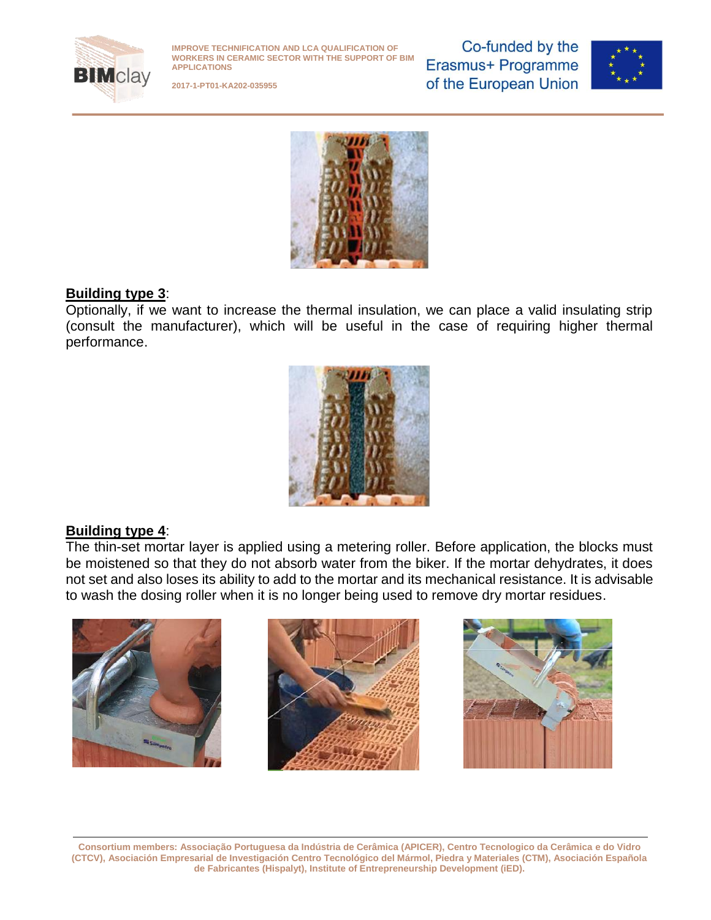**Building type 3**:

Optionally, if we want to increase the thermal insulation, we can place a valid insulating strip (consult the manufacturer), which will be useful in the case of requiring higher thermal performance.

**Building type 4**:

The thin-set mortar layer is applied using a metering roller. Before application, the blocks must be moistened so that they do not absorb water from the biker. If the mortar dehydrates, it does not set and also loses its ability to add to the mortar and its mechanical resistance. It is advisable to wash the dosing roller when it is no longer being used to remove dry mortar residues.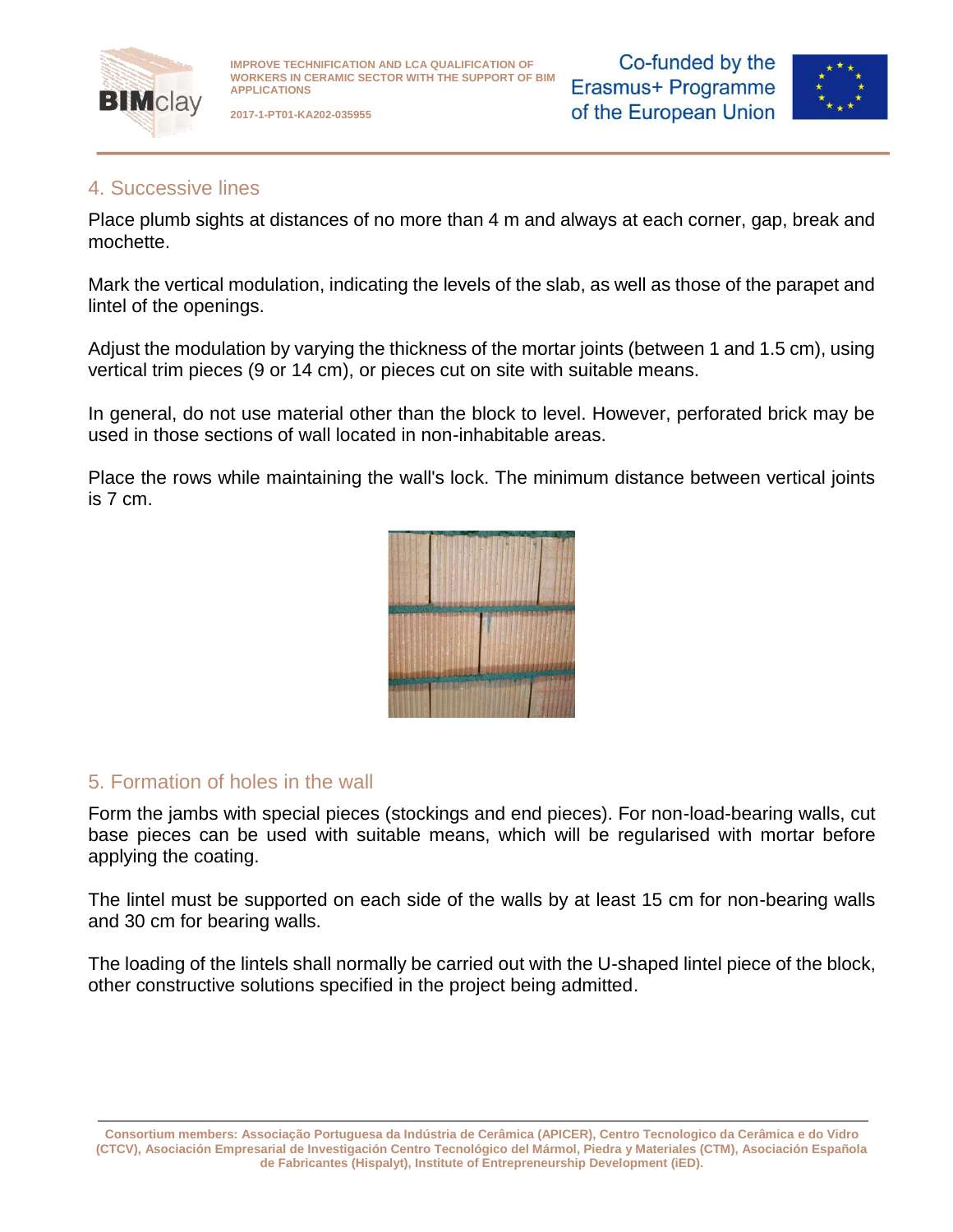## 4. Successive lines

Place plumb sights at distances of no more than 4 m and always at each corner, gap, break and mochette.

Mark the vertical modulation, indicating the levels of the slab, as well as those of the parapet and lintel of the openings.

Adjust the modulation by varying the thickness of the mortar joints (between 1 and 1.5 cm), using vertical trim pieces (9 or 14 cm), or pieces cut on site with suitable means.

In general, do not use material other than the block to level. However, perforated brick may be used in those sections of wall located in non-inhabitable areas.

Place the rows while maintaining the wall's lock. The minimum distance between vertical joints is 7 cm.

## 5. Formation of holes in the wall

Form the jambs with special pieces (stockings and end pieces). For non-load-bearing walls, cut base pieces can be used with suitable means, which will be regularised with mortar before applying the coating.

The lintel must be supported on each side of the walls by at least 15 cm for non-bearing walls and 30 cm for bearing walls.

The loading of the lintels shall normally be carried out with the U-shaped lintel piece of the block, other constructive solutions specified in the project being admitted.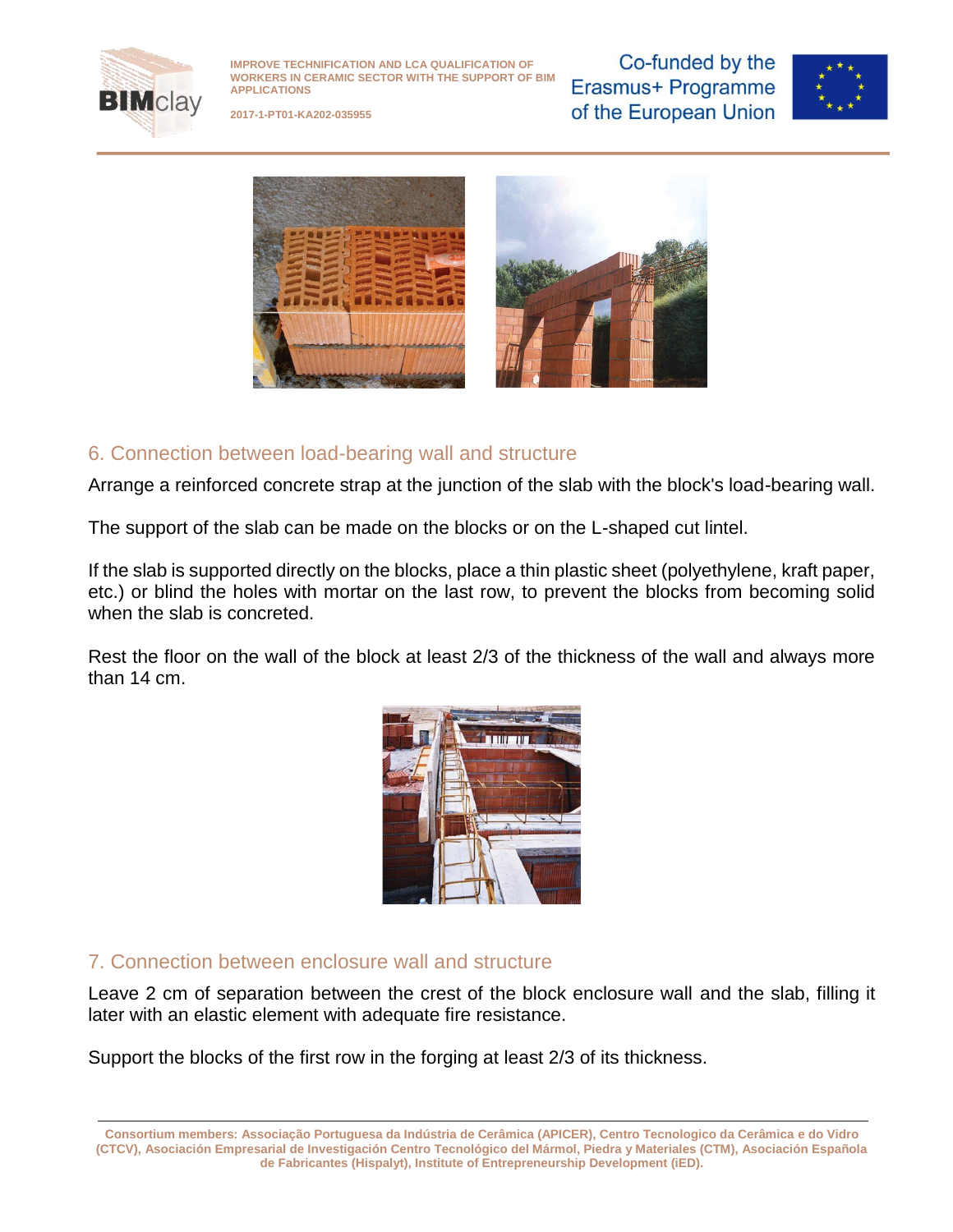## 6. Connection between load-bearing wall and structure

Arrange a reinforced concrete strap at the junction of the slab with the block's load-bearing wall.

The support of the slab can be made on the blocks or on the L-shaped cut lintel.

If the slab is supported directly on the blocks, place a thin plastic sheet (polyethylene, kraft paper, etc.) or blind the holes with mortar on the last row, to prevent the blocks from becoming solid when the slab is concreted.

Rest the floor on the wall of the block at least 2/3 of the thickness of the wall and always more than 14 cm.

## 7. Connection between enclosure wall and structure

Leave 2 cm of separation between the crest of the block enclosure wall and the slab, filling it later with an elastic element with adequate fire resistance.

Support the blocks of the first row in the forging at least 2/3 of its thickness.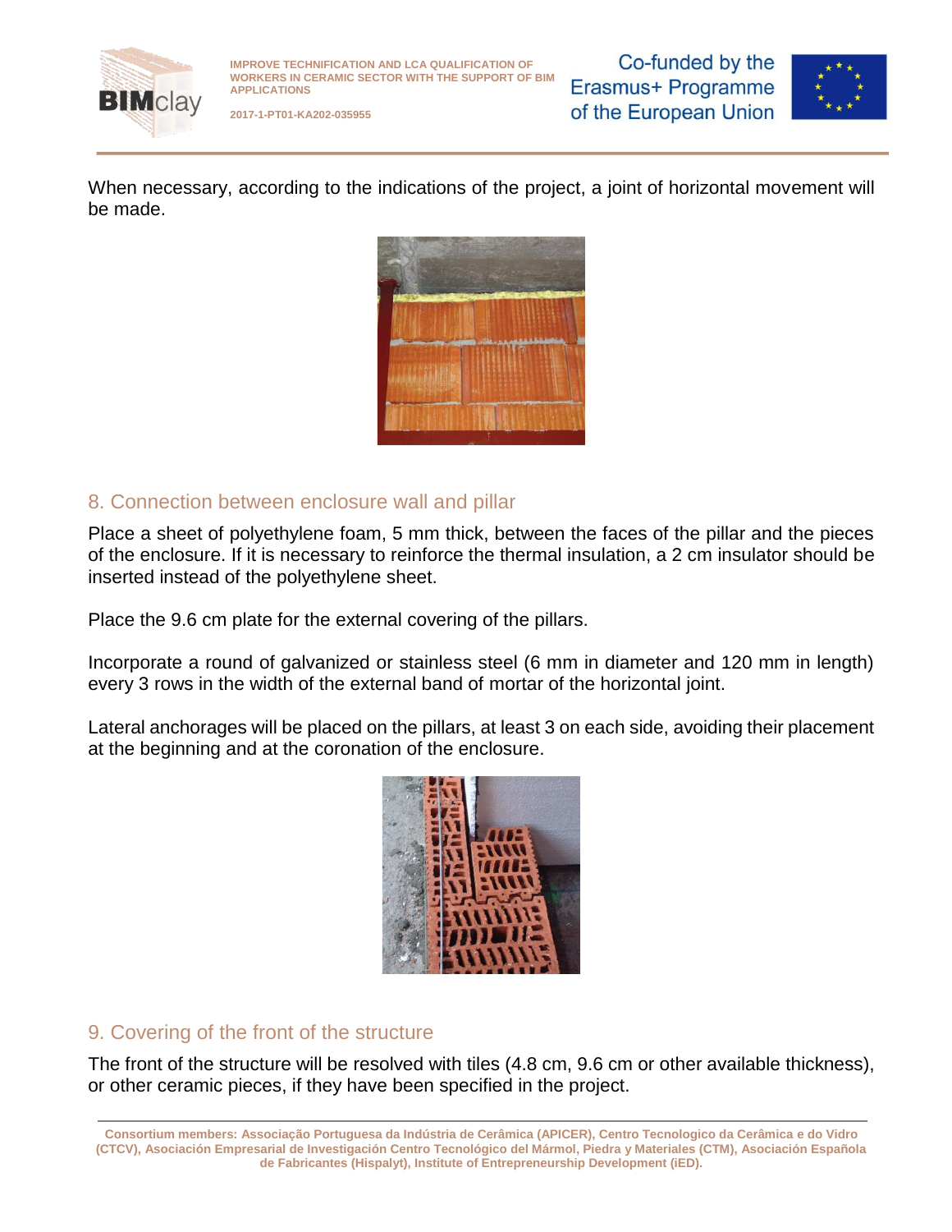When necessary, according to the indications of the project, a joint of horizontal movement will be made.

## 8. Connection between enclosure wall and pillar

Place a sheet of polyethylene foam, 5 mm thick, between the faces of the pillar and the pieces of the enclosure. If it is necessary to reinforce the thermal insulation, a 2 cm insulator should be inserted instead of the polyethylene sheet.

Place the 9.6 cm plate for the external covering of the pillars.

Incorporate a round of galvanized or stainless steel (6 mm in diameter and 120 mm in length) every 3 rows in the width of the external band of mortar of the horizontal joint.

Lateral anchorages will be placed on the pillars, at least 3 on each side, avoiding their placement at the beginning and at the coronation of the enclosure.

## 9. Covering of the front of the structure

The front of the structure will be resolved with tiles (4.8 cm, 9.6 cm or other available thickness), or other ceramic pieces, if they have been specified in the project.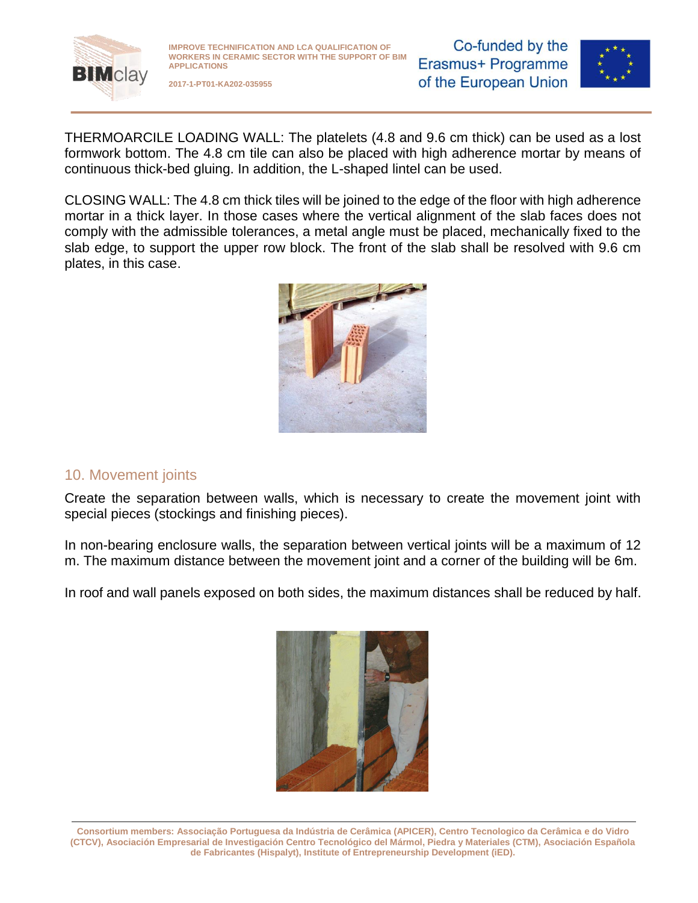THERMOARCILE LOADING WALL: The platelets (4.8 and 9.6 cm thick) can be used as a lost formwork bottom. The 4.8 cm tile can also be placed with high adherence mortar by means of continuous thick-bed gluing. In addition, the L-shaped lintel can be used.

CLOSING WALL: The 4.8 cm thick tiles will be joined to the edge of the floor with high adherence mortar in a thick layer. In those cases where the vertical alignment of the slab faces does not comply with the admissible tolerances, a metal angle must be placed, mechanically fixed to the slab edge, to support the upper row block. The front of the slab shall be resolved with 9.6 cm plates, in this case.

## 10. Movement joints

Create the separation between walls, which is necessary to create the movement joint with special pieces (stockings and finishing pieces).

In non-bearing enclosure walls, the separation between vertical joints will be a maximum of 12 m. The maximum distance between the movement joint and a corner of the building will be 6m.

In roof and wall panels exposed on both sides, the maximum distances shall be reduced by half.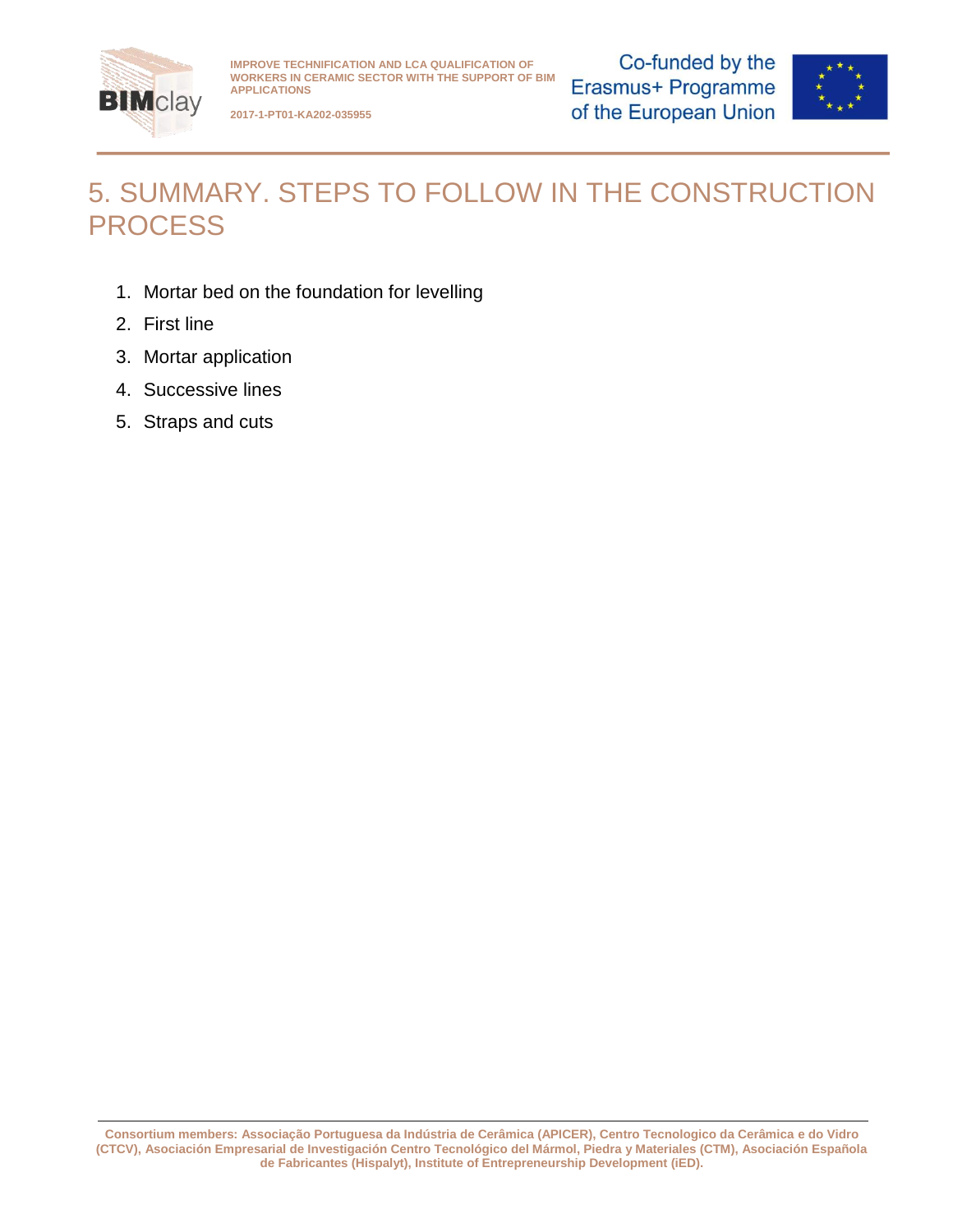# 5. SUMMARY. STEPS TO FOLLOW IN THE CONSTRUCTION PROCESS

1. Mortar bed on the foundation for levelling
2. First line
3. Mortar application
4. Successive lines
5. Straps and cuts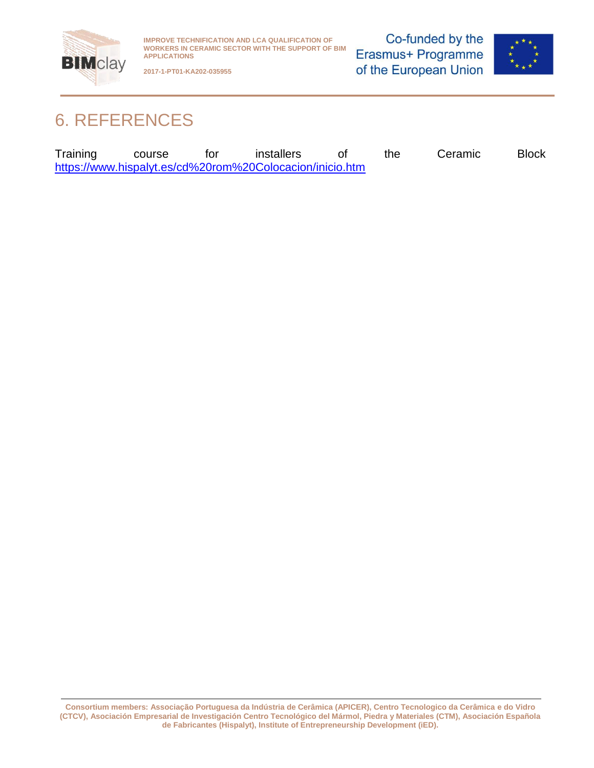# 6. REFERENCES

Training course for installers of the Ceramic Block https://www.hispalyt.es/cd%20rom%20Colocacion/inicio.htm